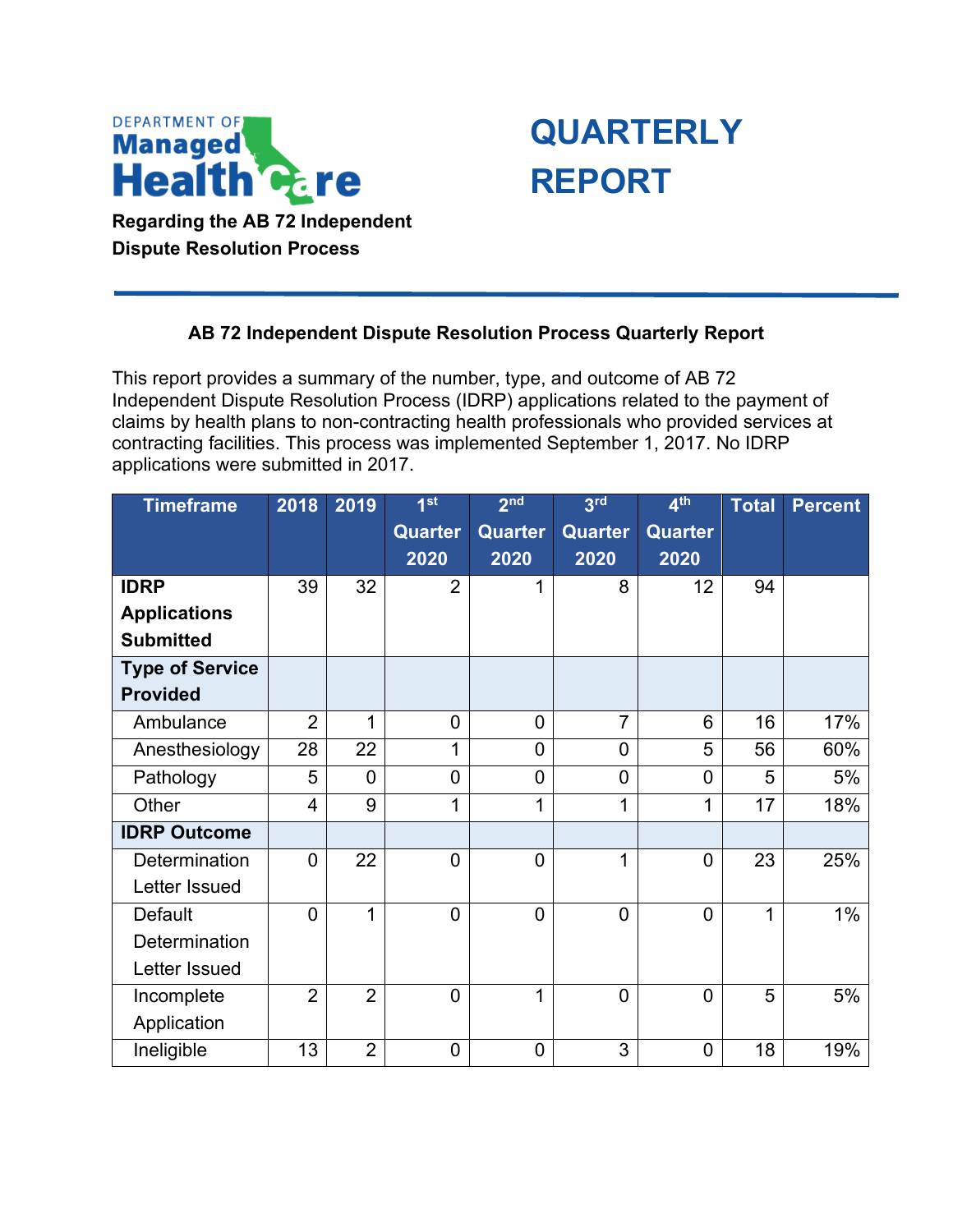DEPARTMENT OF Managed Health Care

# QUARTERLY REPORT

**Regarding the AB 72 Independent Dispute Resolution Process**

## AB 72 Independent Dispute Resolution Process Quarterly Report

This report provides a summary of the number, type, and outcome of AB 72 Independent Dispute Resolution Process (IDRP) applications related to the payment of claims by health plans to non-contracting health professionals who provided services at contracting facilities. This process was implemented September 1, 2017. No IDRP applications were submitted in 2017.

| Timeframe | 2018 | 2019 | 1st Quarter 2020 | 2nd Quarter 2020 | 3rd Quarter 2020 | 4th Quarter 2020 | Total | Percent |
|---|---|---|---|---|---|---|---|---|
| **IDRP Applications Submitted** | 39 | 32 | 2 | 1 | 8 | 12 | 94 | |
| **Type of Service Provided** | | | | | | | | |
| Ambulance | 2 | 1 | 0 | 0 | 7 | 6 | 16 | 17% |
| Anesthesiology | 28 | 22 | 1 | 0 | 0 | 5 | 56 | 60% |
| Pathology | 5 | 0 | 0 | 0 | 0 | 0 | 5 | 5% |
| Other | 4 | 9 | 1 | 1 | 1 | 1 | 17 | 18% |
| **IDRP Outcome** | | | | | | | | |
| Determination Letter Issued | 0 | 22 | 0 | 0 | 1 | 0 | 23 | 25% |
| Default Determination Letter Issued | 0 | 1 | 0 | 0 | 0 | 0 | 1 | 1% |
| Incomplete Application | 2 | 2 | 0 | 1 | 0 | 0 | 5 | 5% |
| Ineligible | 13 | 2 | 0 | 0 | 3 | 0 | 18 | 19% |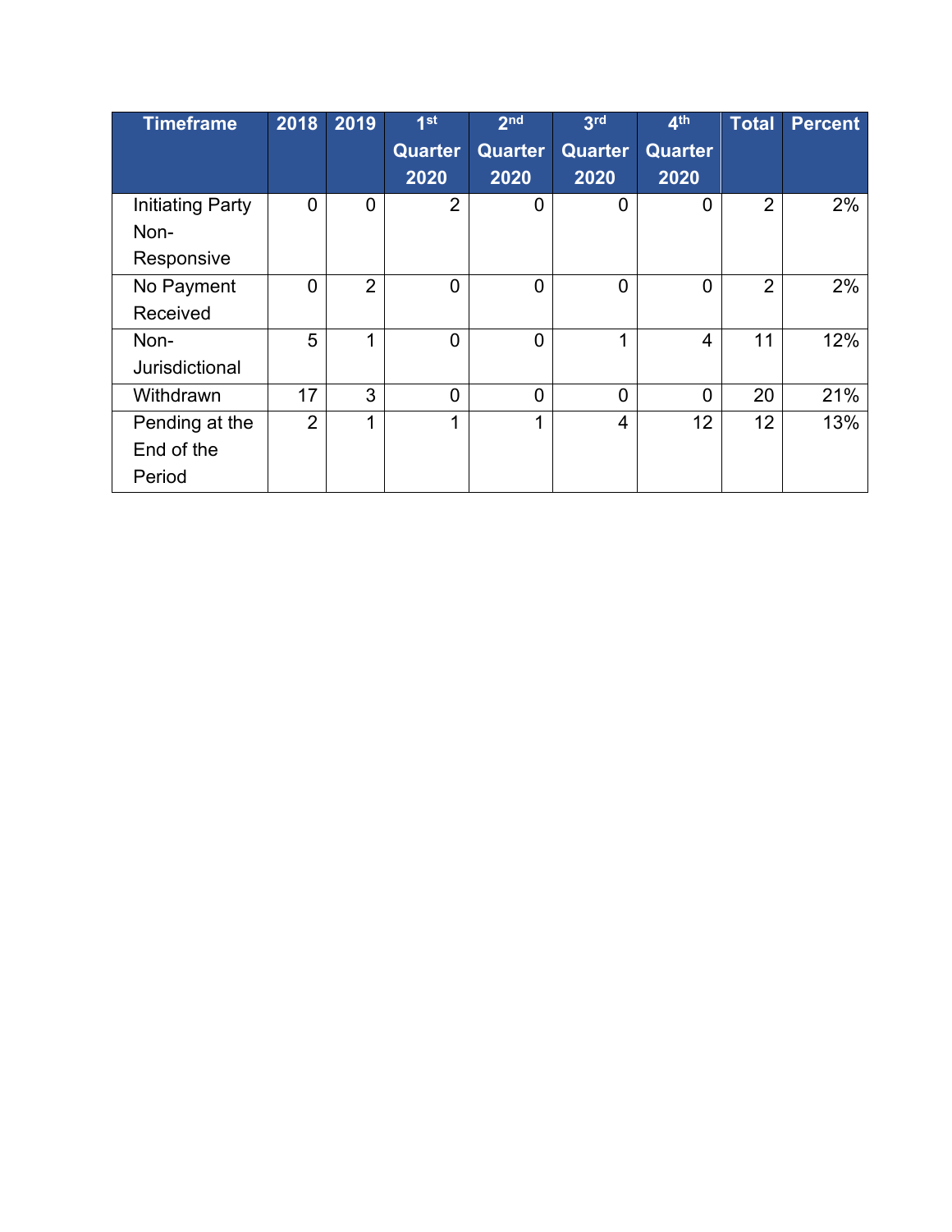| Timeframe | 2018 | 2019 | 1st Quarter 2020 | 2nd Quarter 2020 | 3rd Quarter 2020 | 4th Quarter 2020 | Total | Percent |
|---|---|---|---|---|---|---|---|---|
| Initiating Party Non-Responsive | 0 | 0 | 2 | 0 | 0 | 0 | 2 | 2% |
| No Payment Received | 0 | 2 | 0 | 0 | 0 | 0 | 2 | 2% |
| Non-Jurisdictional | 5 | 1 | 0 | 0 | 1 | 4 | 11 | 12% |
| Withdrawn | 17 | 3 | 0 | 0 | 0 | 0 | 20 | 21% |
| Pending at the End of the Period | 2 | 1 | 1 | 1 | 4 | 12 | 12 | 13% |